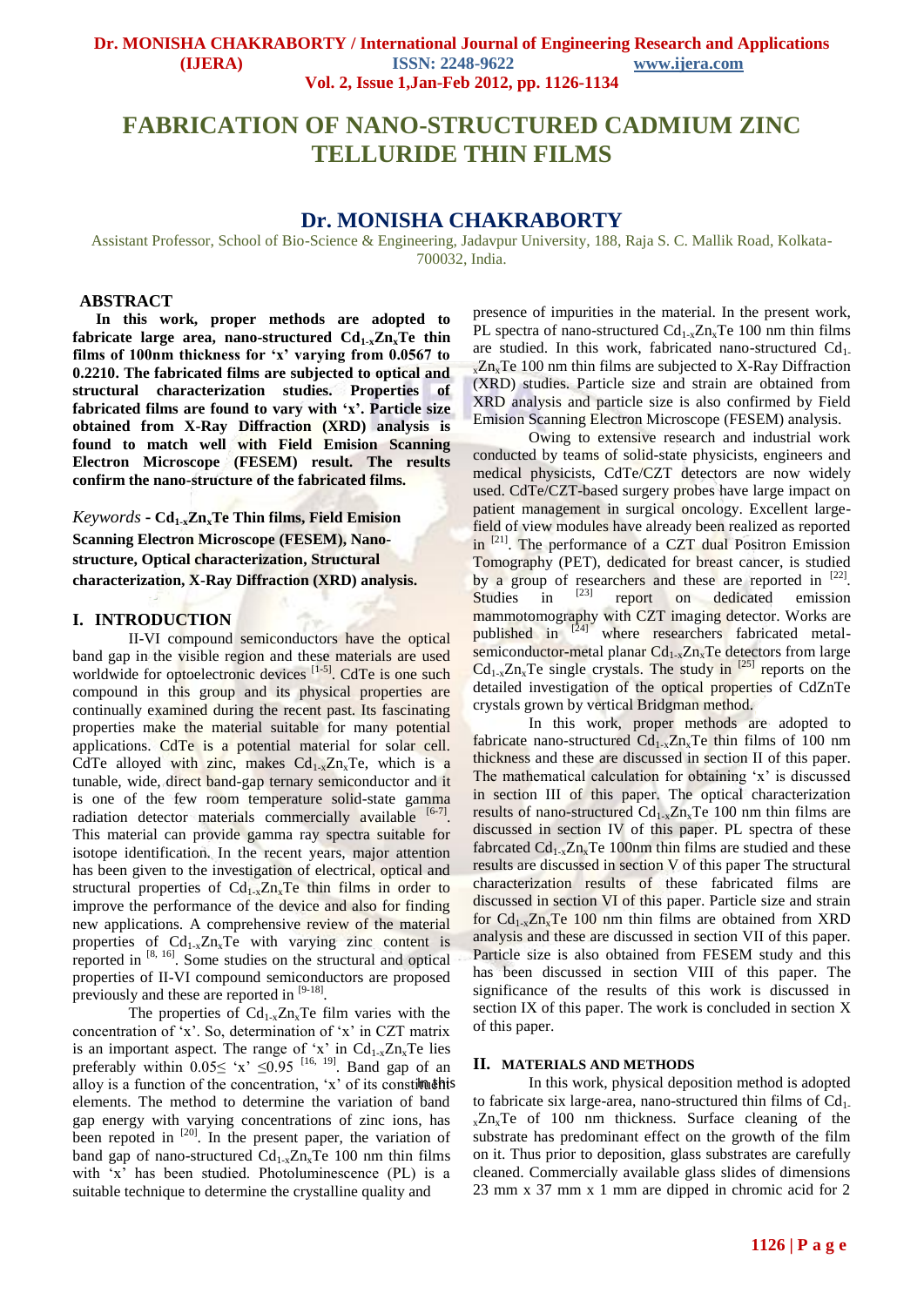# FABRICATION OF NANO-STRUCTURED CADMIUM ZINC TELLURIDE THIN FILMS

## Dr. MONISHA CHAKRABORTY

Assistant Professor, School of Bio-Science & Engineering, Jadavpur University, 188, Raja S. C. Mallik Road, Kolkata-700032, India.

## ABSTRACT

**In this work, proper methods are adopted to fabricate large area, nano-structured $Cd_{1-x}Zn_xTe$ thin films of 100nm thickness for 'x' varying from 0.0567 to 0.2210. The fabricated films are subjected to optical and structural characterization studies. Properties of fabricated films are found to vary with 'x'. Particle size obtained from X-Ray Diffraction (XRD) analysis is found to match well with Field Emission Scanning Electron Microscope (FESEM) result. The results confirm the nano-structure of the fabricated films.**

*Keywords* - **$Cd_{1-x}Zn_xTe$ Thin films, Field Emision Scanning Electron Microscope (FESEM), Nano-structure, Optical characterization, Structural characterization, X-Ray Diffraction (XRD) analysis.**

## I. INTRODUCTION

II-VI compound semiconductors have the optical band gap in the visible region and these materials are used worldwide for optoelectronic devices [1-5]. CdTe is one such compound in this group and its physical properties are continually examined during the recent past. Its fascinating properties make the material suitable for many potential applications. CdTe is a potential material for solar cell. CdTe alloyed with zinc, makes $Cd_{1-x}Zn_xTe$, which is a tunable, wide, direct band-gap ternary semiconductor and it is one of the few room temperature solid-state gamma radiation detector materials commercially available [6-7]. This material can provide gamma ray spectra suitable for isotope identification. In the recent years, major attention has been given to the investigation of electrical, optical and structural properties of $Cd_{1-x}Zn_xTe$ thin films in order to improve the performance of the device and also for finding new applications. A comprehensive review of the material properties of $Cd_{1-x}Zn_xTe$ with varying zinc content is reported in [8, 16]. Some studies on the structural and optical properties of II-VI compound semiconductors are proposed previously and these are reported in [9-18].

The properties of $Cd_{1-x}Zn_xTe$ film varies with the concentration of 'x'. So, determination of 'x' in CZT matrix is an important aspect. The range of 'x' in $Cd_{1-x}Zn_xTe$ lies preferably within 0.05≤ 'x' ≤0.95 [16, 19]. Band gap of an alloy is a function of the concentration, 'x' of its constituent elements. The method to determine the variation of band gap energy with varying concentrations of zinc ions, has been repoted in [20]. In the present paper, the variation of band gap of nano-structured $Cd_{1-x}Zn_xTe$ 100 nm thin films with 'x' has been studied. Photoluminescence (PL) is a suitable technique to determine the crystalline quality and presence of impurities in the material. In the present work, PL spectra of nano-structured $Cd_{1-x}Zn_xTe$ 100 nm thin films are studied. In this work, fabricated nano-structured $Cd_{1-x}Zn_xTe$ 100 nm thin films are subjected to X-Ray Diffraction (XRD) studies. Particle size and strain are obtained from XRD analysis and particle size is also confirmed by Field Emision Scanning Electron Microscope (FESEM) analysis.

Owing to extensive research and industrial work conducted by teams of solid-state physicists, engineers and medical physicists, CdTe/CZT detectors are now widely used. CdTe/CZT-based surgery probes have large impact on patient management in surgical oncology. Excellent large-field of view modules have already been realized as reported in [21]. The performance of a CZT dual Positron Emission Tomography (PET), dedicated for breast cancer, is studied by a group of researchers and these are reported in [22]. Studies in [23] report on dedicated emission mammotomography with CZT imaging detector. Works are published in [24] where researchers fabricated metal-semiconductor-metal planar $Cd_{1-x}Zn_xTe$ detectors from large $Cd_{1-x}Zn_xTe$ single crystals. The study in [25] reports on the detailed investigation of the optical properties of CdZnTe crystals grown by vertical Bridgman method.

In this work, proper methods are adopted to fabricate nano-structured $Cd_{1-x}Zn_xTe$ thin films of 100 nm thickness and these are discussed in section II of this paper. The mathematical calculation for obtaining 'x' is discussed in section III of this paper. The optical characterization results of nano-structured $Cd_{1-x}Zn_xTe$ 100 nm thin films are discussed in section IV of this paper. PL spectra of these fabrcated $Cd_{1-x}Zn_xTe$ 100nm thin films are studied and these results are discussed in section V of this paper The structural characterization results of these fabricated films are discussed in section VI of this paper. Particle size and strain for $Cd_{1-x}Zn_xTe$ 100 nm thin films are obtained from XRD analysis and these are discussed in section VII of this paper. Particle size is also obtained from FESEM study and this has been discussed in section VIII of this paper. The significance of the results of this work is discussed in section IX of this paper. The work is concluded in section X of this paper.

## II. MATERIALS AND METHODS

In this work, physical deposition method is adopted to fabricate six large-area, nano-structured thin films of $Cd_{1-x}Zn_xTe$ of 100 nm thickness. Surface cleaning of the substrate has predominant effect on the growth of the film on it. Thus prior to deposition, glass substrates are carefully cleaned. Commercially available glass slides of dimensions 23 mm x 37 mm x 1 mm are dipped in chromic acid for 2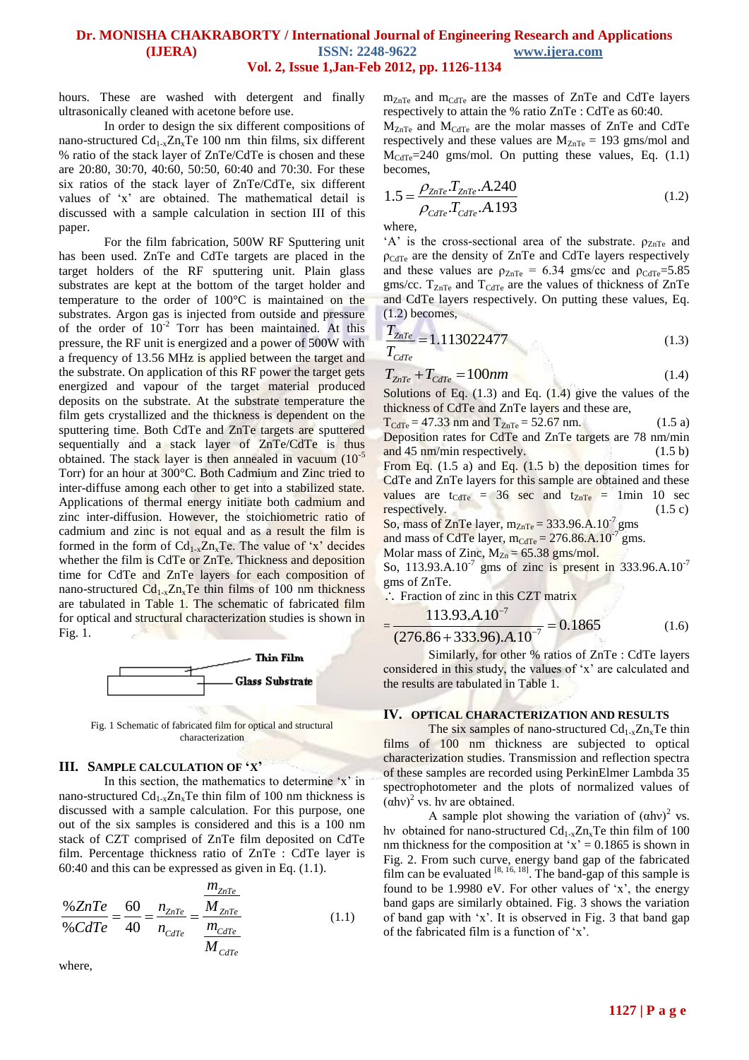hours. These are washed with detergent and finally ultrasonically cleaned with acetone before use.

In order to design the six different compositions of nano-structured $Cd_{1-x}Zn_xTe$ 100 nm thin films, six different % ratio of the stack layer of ZnTe/CdTe is chosen and these are 20:80, 30:70, 40:60, 50:50, 60:40 and 70:30. For these six ratios of the stack layer of ZnTe/CdTe, six different values of 'x' are obtained. The mathematical detail is discussed with a sample calculation in section III of this paper.

For the film fabrication, 500W RF Sputtering unit has been used. ZnTe and CdTe targets are placed in the target holders of the RF sputtering unit. Plain glass substrates are kept at the bottom of the target holder and temperature to the order of 100°C is maintained on the substrates. Argon gas is injected from outside and pressure of the order of $10^{-2}$ Torr has been maintained. At this pressure, the RF unit is energized and a power of 500W with a frequency of 13.56 MHz is applied between the target and the substrate. On application of this RF power the target gets energized and vapour of the target material produced deposits on the substrate. At the substrate temperature the film gets crystallized and the thickness is dependent on the sputtering time. Both CdTe and ZnTe targets are sputtered sequentially and a stack layer of ZnTe/CdTe is thus obtained. The stack layer is then annealed in vacuum ($10^{-5}$ Torr) for an hour at 300°C. Both Cadmium and Zinc tried to inter-diffuse among each other to get into a stabilized state. Applications of thermal energy initiate both cadmium and zinc inter-diffusion. However, the stoichiometric ratio of cadmium and zinc is not equal and as a result the film is formed in the form of $Cd_{1-x}Zn_xTe$. The value of 'x' decides whether the film is CdTe or ZnTe. Thickness and deposition time for CdTe and ZnTe layers for each composition of nano-structured $Cd_{1-x}Zn_xTe$ thin films of 100 nm thickness are tabulated in Table 1. The schematic of fabricated film for optical and structural characterization studies is shown in Fig. 1.

Thin Film

Glass Substrate

Fig. 1 Schematic of fabricated film for optical and structural characterization

## III. Sample Calculation of 'x'

In this section, the mathematics to determine 'x' in nano-structured $Cd_{1-x}Zn_xTe$ thin film of 100 nm thickness is discussed with a sample calculation. For this purpose, one out of the six samples is considered and this is a 100 nm stack of CZT comprised of ZnTe film deposited on CdTe film. Percentage thickness ratio of ZnTe : CdTe layer is 60:40 and this can be expressed as given in Eq. (1.1).

$$\frac{\%ZnTe}{\%CdTe} = \frac{60}{40} = \frac{n_{ZnTe}}{n_{CdTe}} = \frac{\dfrac{m_{ZnTe}}{M_{ZnTe}}}{\dfrac{m_{CdTe}}{M_{CdTe}}} \tag{1.1}$$

where,

$m_{ZnTe}$ and $m_{CdTe}$ are the masses of ZnTe and CdTe layers respectively to attain the % ratio ZnTe : CdTe as 60:40.

$M_{ZnTe}$ and $M_{CdTe}$ are the molar masses of ZnTe and CdTe respectively and these values are $M_{ZnTe}$ = 193 gms/mol and $M_{CdTe}$=240 gms/mol. On putting these values, Eq. (1.1) becomes,

$$1.5 = \frac{\rho_{ZnTe}.T_{ZnTe}.A.240}{\rho_{CdTe}.T_{CdTe}.A.193} \tag{1.2}$$

where,

'A' is the cross-sectional area of the substrate. $\rho_{ZnTe}$ and $\rho_{CdTe}$ are the density of ZnTe and CdTe layers respectively and these values are $\rho_{ZnTe}$ = 6.34 gms/cc and $\rho_{CdTe}$=5.85 gms/cc. $T_{ZnTe}$ and $T_{CdTe}$ are the values of thickness of ZnTe and CdTe layers respectively. On putting these values, Eq. (1.2) becomes,

$$\frac{T_{ZnTe}}{T_{CdTe}} = 1.113022477 \tag{1.3}$$

$$T_{ZnTe} + T_{CdTe} = 100nm \tag{1.4}$$

Solutions of Eq. (1.3) and Eq. (1.4) give the values of the thickness of CdTe and ZnTe layers and these are,

$T_{CdTe}$ = 47.33 nm and $T_{ZnTe}$ = 52.67 nm. (1.5 a)

Deposition rates for CdTe and ZnTe targets are 78 nm/min and 45 nm/min respectively. (1.5 b)

From Eq. (1.5 a) and Eq. (1.5 b) the deposition times for CdTe and ZnTe layers for this sample are obtained and these values are $t_{CdTe}$ = 36 sec and $t_{ZnTe}$ = 1min 10 sec respectively. (1.5 c)

So, mass of ZnTe layer, $m_{ZnTe} = 333.96.A.10^{-7}$ gms

and mass of CdTe layer, $m_{CdTe} = 276.86.A.10^{-7}$ gms.

Molar mass of Zinc, $M_{Zn}$ = 65.38 gms/mol.

So, $113.93.A.10^{-7}$ gms of zinc is present in $333.96.A.10^{-7}$ gms of ZnTe.

∴ Fraction of zinc in this CZT matrix

$$= \frac{113.93.A.10^{-7}}{(276.86 + 333.96).A.10^{-7}} = 0.1865 \tag{1.6}$$

Similarly, for other % ratios of ZnTe : CdTe layers considered in this study, the values of 'x' are calculated and the results are tabulated in Table 1.

## IV. Optical Characterization and Results

The six samples of nano-structured $Cd_{1-x}Zn_xTe$ thin films of 100 nm thickness are subjected to optical characterization studies. Transmission and reflection spectra of these samples are recorded using PerkinElmer Lambda 35 spectrophotometer and the plots of normalized values of $(\alpha h\nu)^2$ vs. hν are obtained.

A sample plot showing the variation of $(\alpha h\nu)^2$ vs. hν obtained for nano-structured $Cd_{1-x}Zn_xTe$ thin film of 100 nm thickness for the composition at 'x' = 0.1865 is shown in Fig. 2. From such curve, energy band gap of the fabricated film can be evaluated [8, 16, 18]. The band-gap of this sample is found to be 1.9980 eV. For other values of 'x', the energy band gaps are similarly obtained. Fig. 3 shows the variation of band gap with 'x'. It is observed in Fig. 3 that band gap of the fabricated film is a function of 'x'.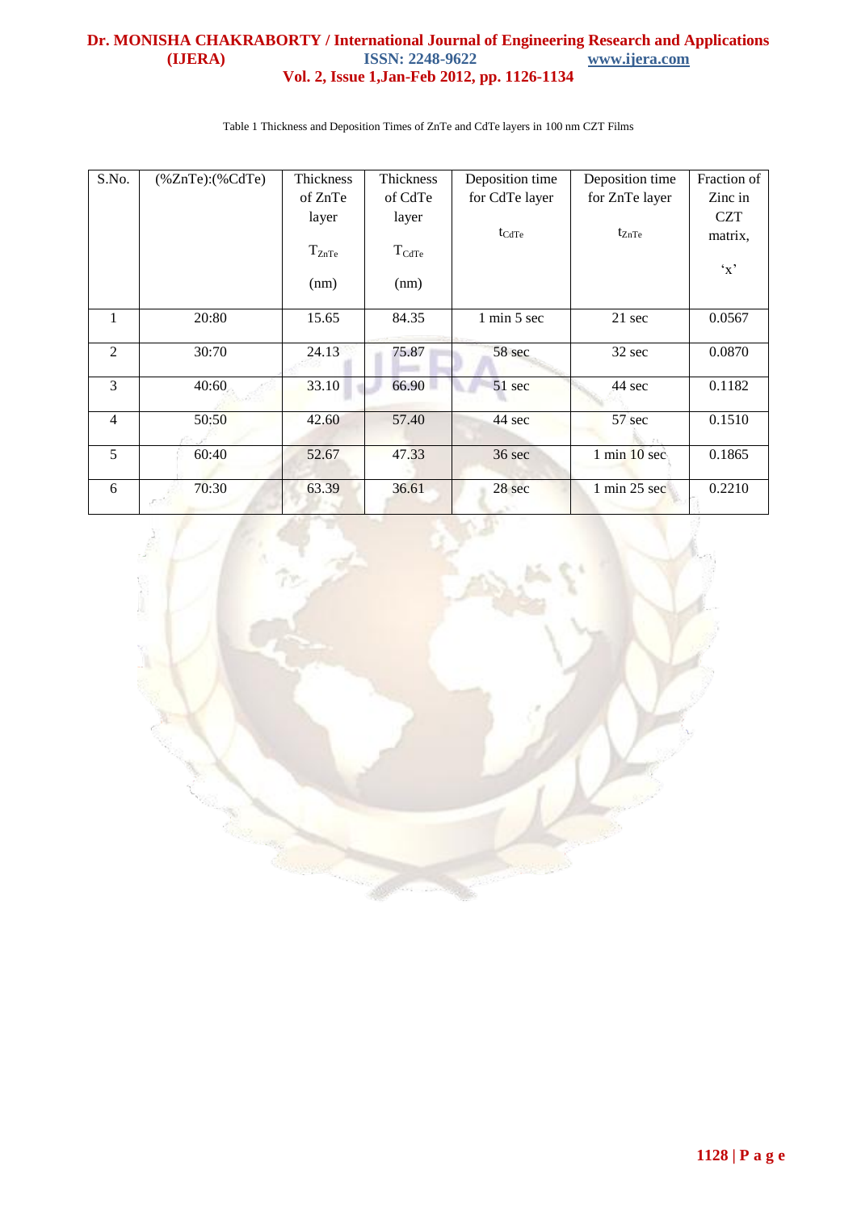Table 1 Thickness and Deposition Times of ZnTe and CdTe layers in 100 nm CZT Films

| S.No. | (%ZnTe):(%CdTe) | Thickness of ZnTe layer $T_{ZnTe}$ (nm) | Thickness of CdTe layer $T_{CdTe}$ (nm) | Deposition time for CdTe layer $t_{CdTe}$ | Deposition time for ZnTe layer $t_{ZnTe}$ | Fraction of Zinc in CZT matrix, 'x' |
|---|---|---|---|---|---|---|
| 1 | 20:80 | 15.65 | 84.35 | 1 min 5 sec | 21 sec | 0.0567 |
| 2 | 30:70 | 24.13 | 75.87 | 58 sec | 32 sec | 0.0870 |
| 3 | 40:60 | 33.10 | 66.90 | 51 sec | 44 sec | 0.1182 |
| 4 | 50:50 | 42.60 | 57.40 | 44 sec | 57 sec | 0.1510 |
| 5 | 60:40 | 52.67 | 47.33 | 36 sec | 1 min 10 sec | 0.1865 |
| 6 | 70:30 | 63.39 | 36.61 | 28 sec | 1 min 25 sec | 0.2210 |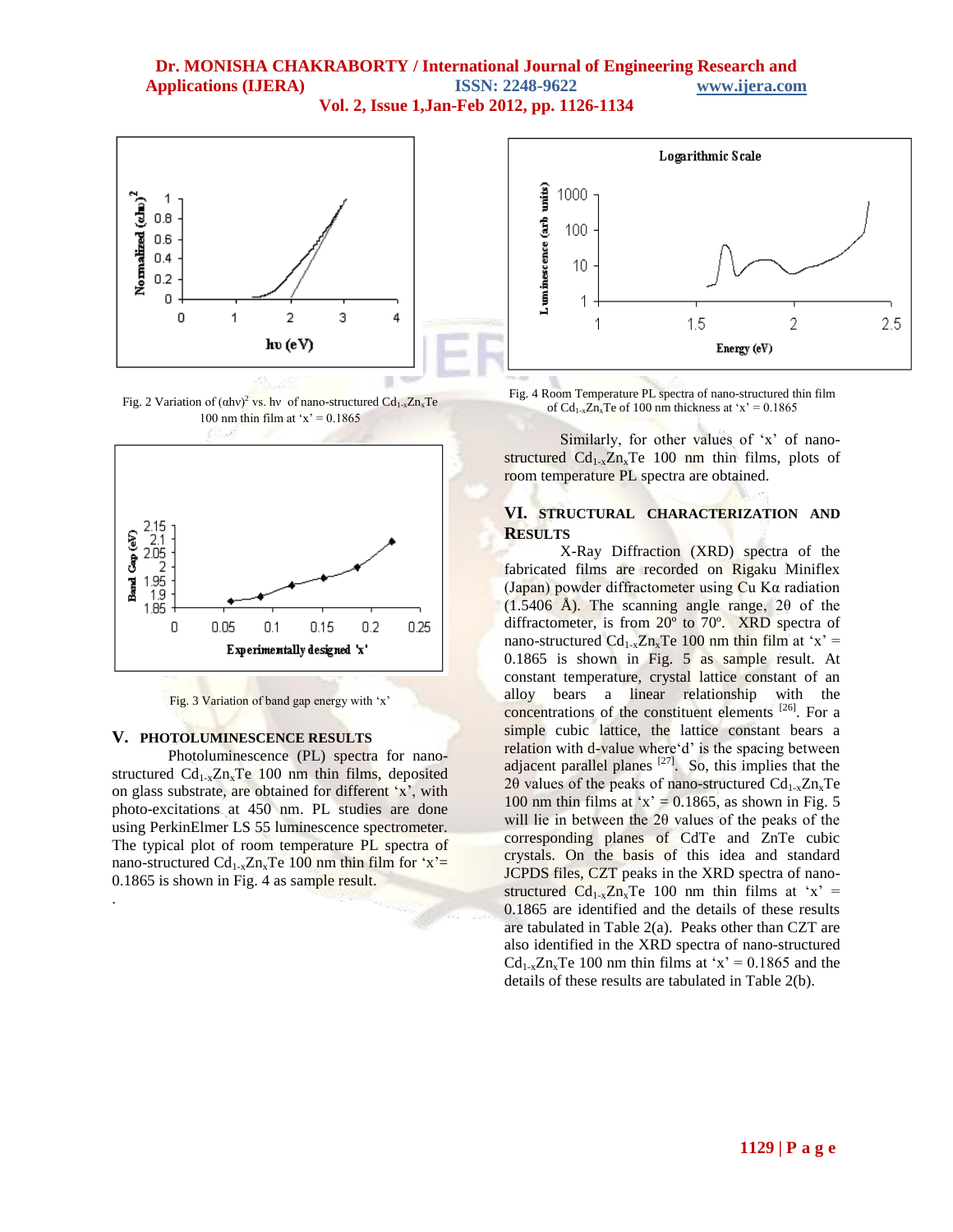Fig. 2 Variation of $(\alpha h\nu)^2$ vs. $h\nu$ of nano-structured $Cd_{1-x}Zn_xTe$ 100 nm thin film at 'x' = 0.1865

Fig. 3 Variation of band gap energy with 'x'

## V. PHOTOLUMINESCENCE RESULTS

Photoluminescence (PL) spectra for nano-structured $Cd_{1-x}Zn_xTe$ 100 nm thin films, deposited on glass substrate, are obtained for different 'x', with photo-excitations at 450 nm. PL studies are done using PerkinElmer LS 55 luminescence spectrometer. The typical plot of room temperature PL spectra of nano-structured $Cd_{1-x}Zn_xTe$ 100 nm thin film for 'x'= 0.1865 is shown in Fig. 4 as sample result.

Fig. 4 Room Temperature PL spectra of nano-structured thin film of $Cd_{1-x}Zn_xTe$ of 100 nm thickness at 'x' = 0.1865

Similarly, for other values of 'x' of nano-structured $Cd_{1-x}Zn_xTe$ 100 nm thin films, plots of room temperature PL spectra are obtained.

## VI. STRUCTURAL CHARACTERIZATION AND RESULTS

X-Ray Diffraction (XRD) spectra of the fabricated films are recorded on Rigaku Miniflex (Japan) powder diffractometer using Cu Kα radiation (1.5406 Å). The scanning angle range, 2θ of the diffractometer, is from 20º to 70º. XRD spectra of nano-structured $Cd_{1-x}Zn_xTe$ 100 nm thin film at 'x' = 0.1865 is shown in Fig. 5 as sample result. At constant temperature, crystal lattice constant of an alloy bears a linear relationship with the concentrations of the constituent elements [26]. For a simple cubic lattice, the lattice constant bears a relation with d-value where'd' is the spacing between adjacent parallel planes [27]. So, this implies that the 2θ values of the peaks of nano-structured $Cd_{1-x}Zn_xTe$ 100 nm thin films at 'x' = 0.1865, as shown in Fig. 5 will lie in between the 2θ values of the peaks of the corresponding planes of CdTe and ZnTe cubic crystals. On the basis of this idea and standard JCPDS files, CZT peaks in the XRD spectra of nano-structured $Cd_{1-x}Zn_xTe$ 100 nm thin films at 'x' = 0.1865 are identified and the details of these results are tabulated in Table 2(a). Peaks other than CZT are also identified in the XRD spectra of nano-structured $Cd_{1-x}Zn_xTe$ 100 nm thin films at 'x' = 0.1865 and the details of these results are tabulated in Table 2(b).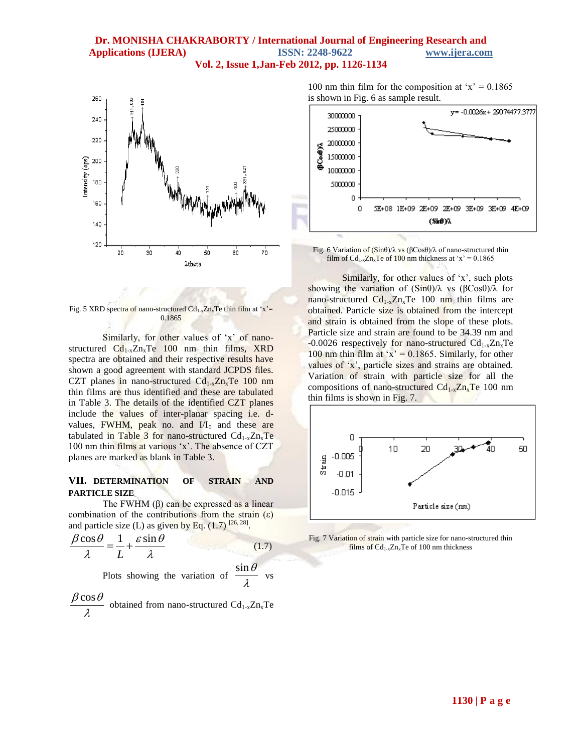Fig. 5 XRD spectra of nano-structured $Cd_{1-x}Zn_xTe$ thin film at 'x'= 0.1865

Similarly, for other values of 'x' of nano-structured $Cd_{1-x}Zn_xTe$ 100 nm thin films, XRD spectra are obtained and their respective results have shown a good agreement with standard JCPDS files. CZT planes in nano-structured $Cd_{1-x}Zn_xTe$ 100 nm thin films are thus identified and these are tabulated in Table 3. The details of the identified CZT planes include the values of inter-planar spacing i.e. d-values, FWHM, peak no. and $I/I_0$ and these are tabulated in Table 3 for nano-structured $Cd_{1-x}Zn_xTe$ 100 nm thin films at various 'x'. The absence of CZT planes are marked as blank in Table 3.

## VII. DETERMINATION OF STRAIN AND PARTICLE SIZE

The FWHM ($\beta$) can be expressed as a linear combination of the contributions from the strain ($\varepsilon$) and particle size (L) as given by Eq. (1.7) [26, 28].

$$\frac{\beta \cos\theta}{\lambda} = \frac{1}{L} + \frac{\varepsilon \sin\theta}{\lambda} \quad (1.7)$$

Plots showing the variation of $\frac{\sin\theta}{\lambda}$ vs $\frac{\beta \cos\theta}{\lambda}$ obtained from nano-structured $Cd_{1-x}Zn_xTe$ 100 nm thin film for the composition at 'x' = 0.1865 is shown in Fig. 6 as sample result.

Fig. 6 Variation of $(\sin\theta)/\lambda$ vs $(\beta\cos\theta)/\lambda$ of nano-structured thin film of $Cd_{1-x}Zn_xTe$ of 100 nm thickness at 'x' = 0.1865

Similarly, for other values of 'x', such plots showing the variation of $(\sin\theta)/\lambda$ vs $(\beta\cos\theta)/\lambda$ for nano-structured $Cd_{1-x}Zn_xTe$ 100 nm thin films are obtained. Particle size is obtained from the intercept and strain is obtained from the slope of these plots. Particle size and strain are found to be 34.39 nm and -0.0026 respectively for nano-structured $Cd_{1-x}Zn_xTe$ 100 nm thin film at 'x' = 0.1865. Similarly, for other values of 'x', particle sizes and strains are obtained. Variation of strain with particle size for all the compositions of nano-structured $Cd_{1-x}Zn_xTe$ 100 nm thin films is shown in Fig. 7.

Fig. 7 Variation of strain with particle size for nano-structured thin films of $Cd_{1-x}Zn_xTe$ of 100 nm thickness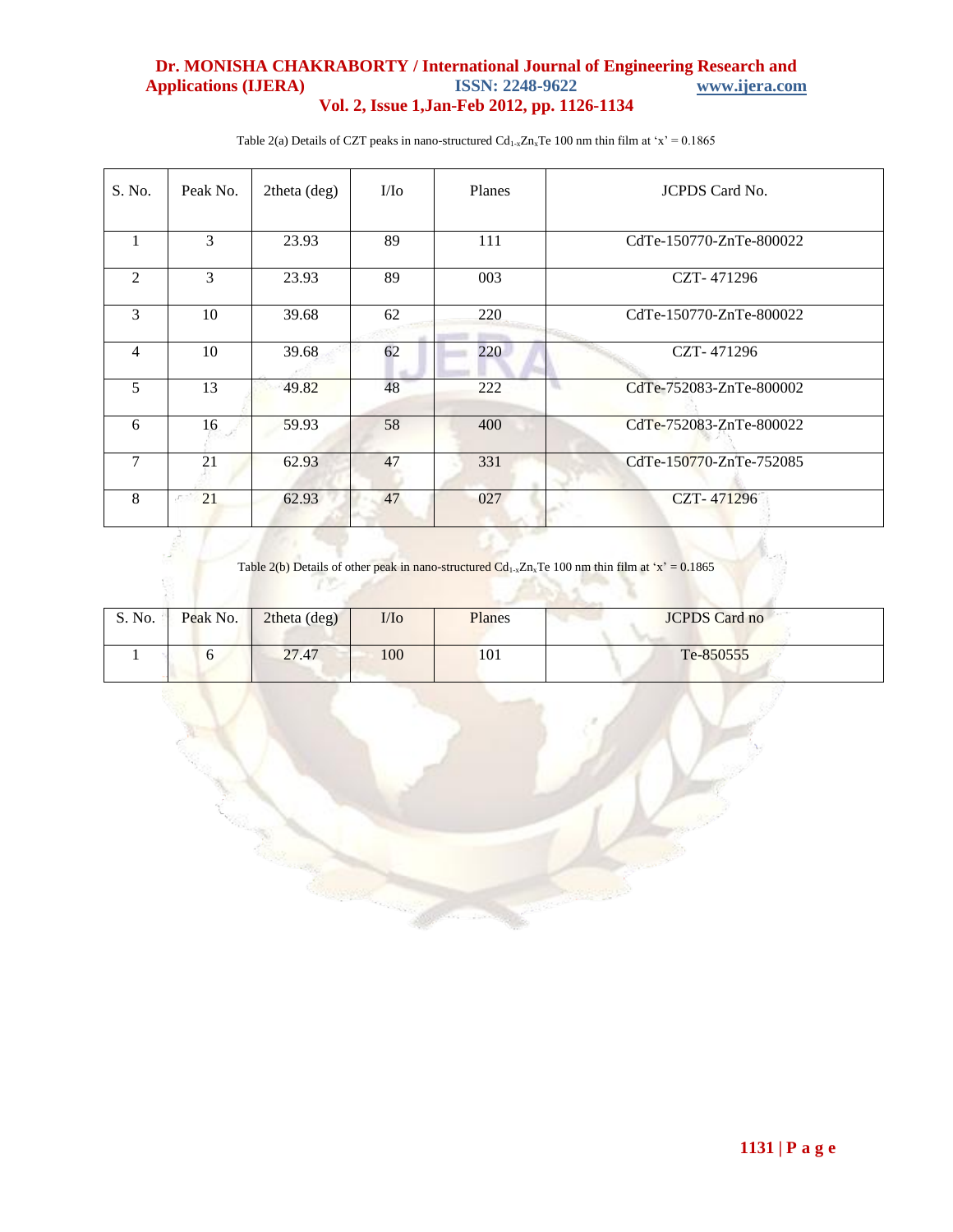Table 2(a) Details of CZT peaks in nano-structured $Cd_{1-x}Zn_xTe$ 100 nm thin film at 'x' = 0.1865

| S. No. | Peak No. | 2theta (deg) | I/Io | Planes | JCPDS Card No. |
|---|---|---|---|---|---|
| 1 | 3 | 23.93 | 89 | 111 | CdTe-150770-ZnTe-800022 |
| 2 | 3 | 23.93 | 89 | 003 | CZT- 471296 |
| 3 | 10 | 39.68 | 62 | 220 | CdTe-150770-ZnTe-800022 |
| 4 | 10 | 39.68 | 62 | 220 | CZT- 471296 |
| 5 | 13 | 49.82 | 48 | 222 | CdTe-752083-ZnTe-800002 |
| 6 | 16 | 59.93 | 58 | 400 | CdTe-752083-ZnTe-800022 |
| 7 | 21 | 62.93 | 47 | 331 | CdTe-150770-ZnTe-752085 |
| 8 | 21 | 62.93 | 47 | 027 | CZT- 471296 |

Table 2(b) Details of other peak in nano-structured $Cd_{1-x}Zn_xTe$ 100 nm thin film at 'x' = 0.1865

| S. No. | Peak No. | 2theta (deg) | I/Io | Planes | JCPDS Card no |
|---|---|---|---|---|---|
| 1 | 6 | 27.47 | 100 | 101 | Te-850555 |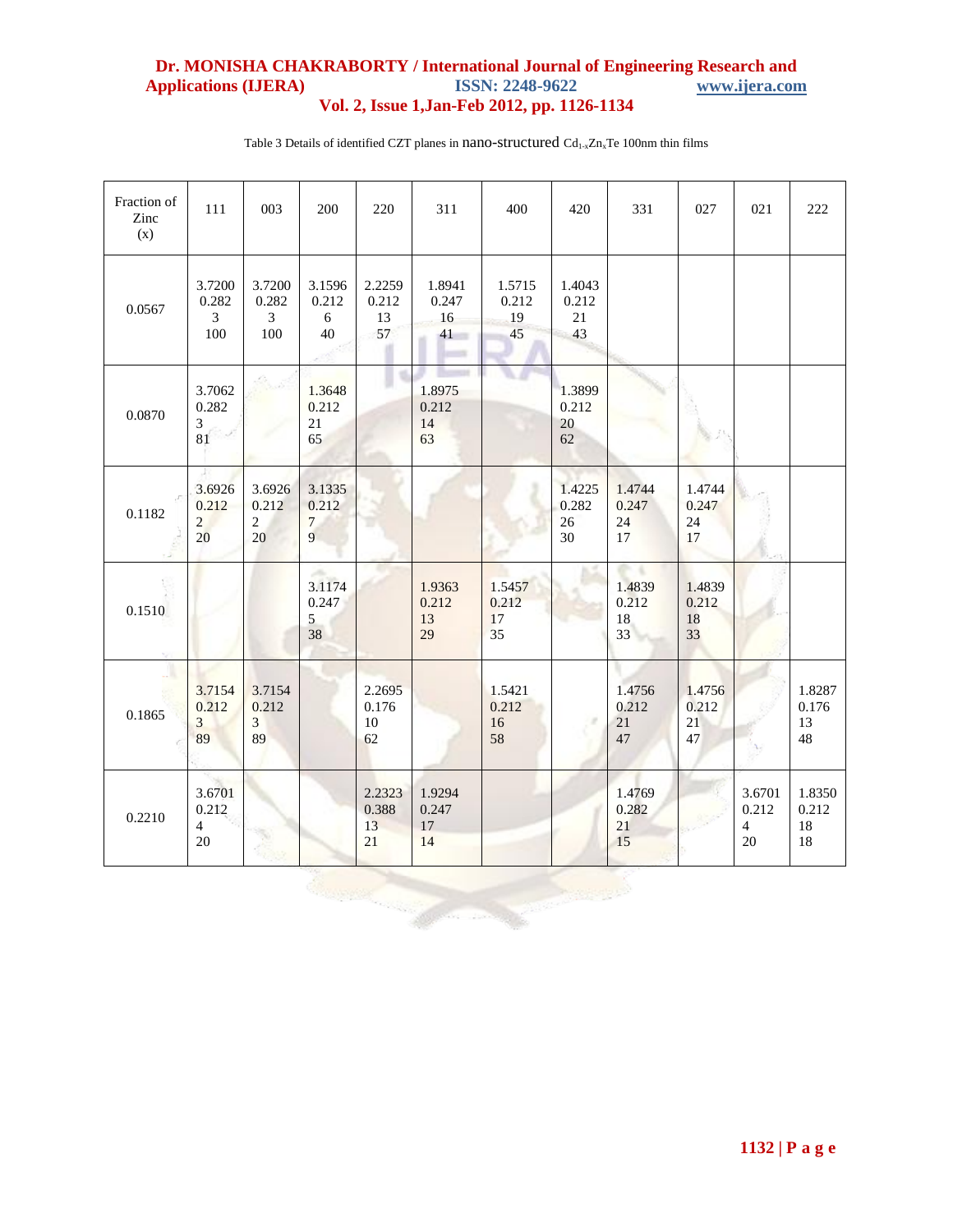Table 3 Details of identified CZT planes in nano-structured $Cd_{1-x}Zn_xTe$ 100nm thin films

| Fraction of Zinc (x) | 111 | 003 | 200 | 220 | 311 | 400 | 420 | 331 | 027 | 021 | 222 |
|---|---|---|---|---|---|---|---|---|---|---|---|
| 0.0567 | 3.7200 0.282 3 100 | 3.7200 0.282 3 100 | 3.1596 0.212 6 40 | 2.2259 0.212 13 57 | 1.8941 0.247 16 41 | 1.5715 0.212 19 45 | 1.4043 0.212 21 43 | | | | |
| 0.0870 | 3.7062 0.282 3 81 | | 1.3648 0.212 21 65 | | 1.8975 0.212 14 63 | | 1.3899 0.212 20 62 | | | | |
| 0.1182 | 3.6926 0.212 2 20 | 3.6926 0.212 2 20 | 3.1335 0.212 7 9 | | | | 1.4225 0.282 26 30 | 1.4744 0.247 24 17 | 1.4744 0.247 24 17 | | |
| 0.1510 | | | 3.1174 0.247 5 38 | | 1.9363 0.212 13 29 | 1.5457 0.212 17 35 | | 1.4839 0.212 18 33 | 1.4839 0.212 18 33 | | |
| 0.1865 | 3.7154 0.212 3 89 | 3.7154 0.212 3 89 | | 2.2695 0.176 10 62 | | 1.5421 0.212 16 58 | | 1.4756 0.212 21 47 | 1.4756 0.212 21 47 | | 1.8287 0.176 13 48 |
| 0.2210 | 3.6701 0.212 4 20 | | | 2.2323 0.388 13 21 | 1.9294 0.247 17 14 | | | 1.4769 0.282 21 15 | | 3.6701 0.212 4 20 | 1.8350 0.212 18 18 |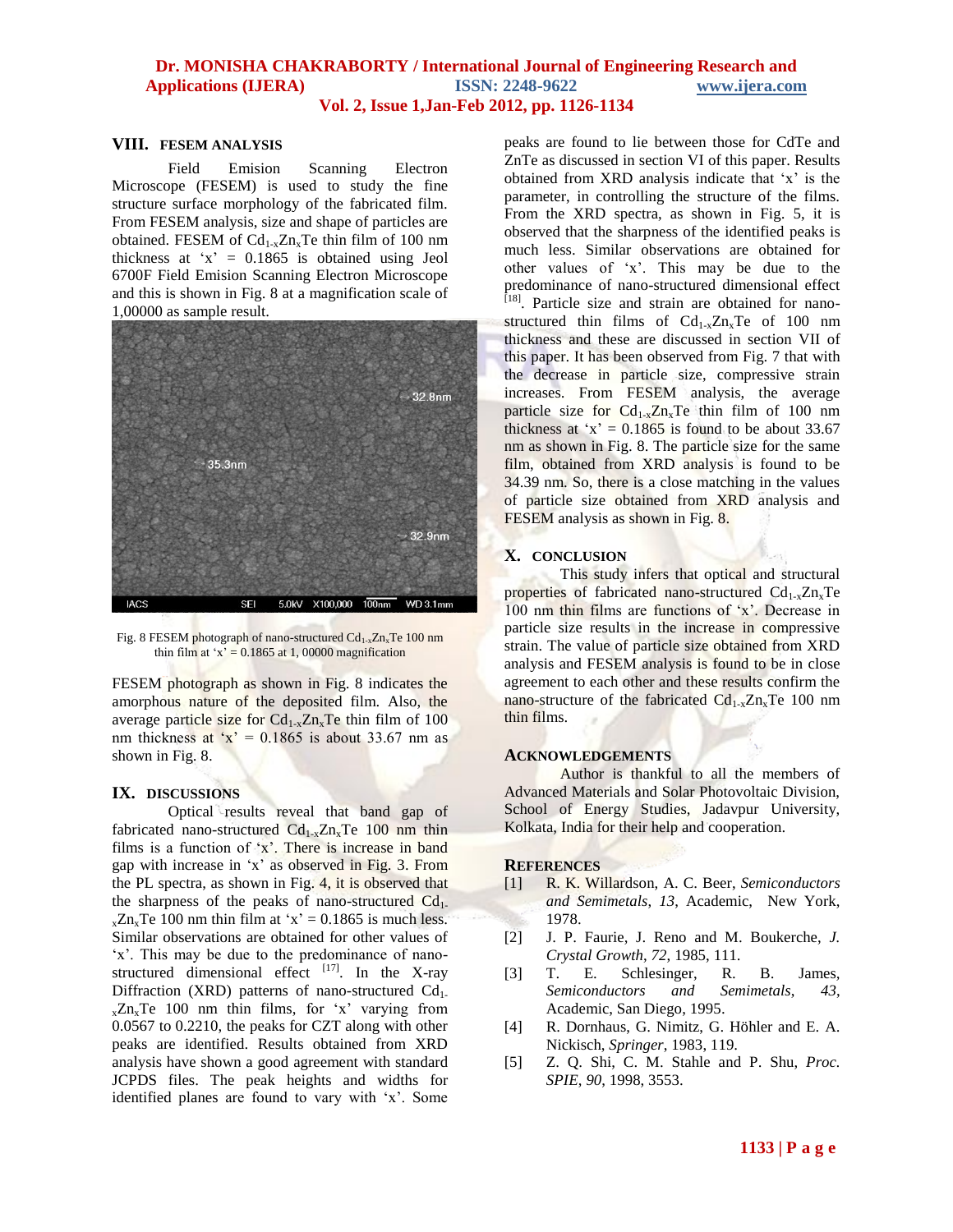## VIII. FESEM ANALYSIS

Field Emision Scanning Electron Microscope (FESEM) is used to study the fine structure surface morphology of the fabricated film. From FESEM analysis, size and shape of particles are obtained. FESEM of $Cd_{1-x}Zn_xTe$ thin film of 100 nm thickness at 'x' = 0.1865 is obtained using Jeol 6700F Field Emision Scanning Electron Microscope and this is shown in Fig. 8 at a magnification scale of 1,00000 as sample result.

Fig. 8 FESEM photograph of nano-structured $Cd_{1-x}Zn_xTe$ 100 nm thin film at 'x' = 0.1865 at 1, 00000 magnification

FESEM photograph as shown in Fig. 8 indicates the amorphous nature of the deposited film. Also, the average particle size for $Cd_{1-x}Zn_xTe$ thin film of 100 nm thickness at 'x' = 0.1865 is about 33.67 nm as shown in Fig. 8.

## IX. DISCUSSIONS

Optical results reveal that band gap of fabricated nano-structured $Cd_{1-x}Zn_xTe$ 100 nm thin films is a function of 'x'. There is increase in band gap with increase in 'x' as observed in Fig. 3. From the PL spectra, as shown in Fig. 4, it is observed that the sharpness of the peaks of nano-structured $Cd_{1-x}Zn_xTe$ 100 nm thin film at 'x' = 0.1865 is much less. Similar observations are obtained for other values of 'x'. This may be due to the predominance of nano-structured dimensional effect [17]. In the X-ray Diffraction (XRD) patterns of nano-structured $Cd_{1-x}Zn_xTe$ 100 nm thin films, for 'x' varying from 0.0567 to 0.2210, the peaks for CZT along with other peaks are identified. Results obtained from XRD analysis have shown a good agreement with standard JCPDS files. The peak heights and widths for identified planes are found to vary with 'x'. Some peaks are found to lie between those for CdTe and ZnTe as discussed in section VI of this paper. Results obtained from XRD analysis indicate that 'x' is the parameter, in controlling the structure of the films. From the XRD spectra, as shown in Fig. 5, it is observed that the sharpness of the identified peaks is much less. Similar observations are obtained for other values of 'x'. This may be due to the predominance of nano-structured dimensional effect [18]. Particle size and strain are obtained for nano-structured thin films of $Cd_{1-x}Zn_xTe$ of 100 nm thickness and these are discussed in section VII of this paper. It has been observed from Fig. 7 that with the decrease in particle size, compressive strain increases. From FESEM analysis, the average particle size for $Cd_{1-x}Zn_xTe$ thin film of 100 nm thickness at 'x' = 0.1865 is found to be about 33.67 nm as shown in Fig. 8. The particle size for the same film, obtained from XRD analysis is found to be 34.39 nm. So, there is a close matching in the values of particle size obtained from XRD analysis and FESEM analysis as shown in Fig. 8.

## X. CONCLUSION

This study infers that optical and structural properties of fabricated nano-structured $Cd_{1-x}Zn_xTe$ 100 nm thin films are functions of 'x'. Decrease in particle size results in the increase in compressive strain. The value of particle size obtained from XRD analysis and FESEM analysis is found to be in close agreement to each other and these results confirm the nano-structure of the fabricated $Cd_{1-x}Zn_xTe$ 100 nm thin films.

## ACKNOWLEDGEMENTS

Author is thankful to all the members of Advanced Materials and Solar Photovoltaic Division, School of Energy Studies, Jadavpur University, Kolkata, India for their help and cooperation.

## REFERENCES

[1] R. K. Willardson, A. C. Beer, *Semiconductors and Semimetals*, *13*, Academic, New York, 1978.

[2] J. P. Faurie, J. Reno and M. Boukerche, *J. Crystal Growth*, *72*, 1985, 111.

[3] T. E. Schlesinger, R. B. James, *Semiconductors and Semimetals*, *43*, Academic, San Diego, 1995.

[4] R. Dornhaus, G. Nimitz, G. Höhler and E. A. Nickisch, *Springer*, 1983, 119.

[5] Z. Q. Shi, C. M. Stahle and P. Shu, *Proc. SPIE*, *90*, 1998, 3553.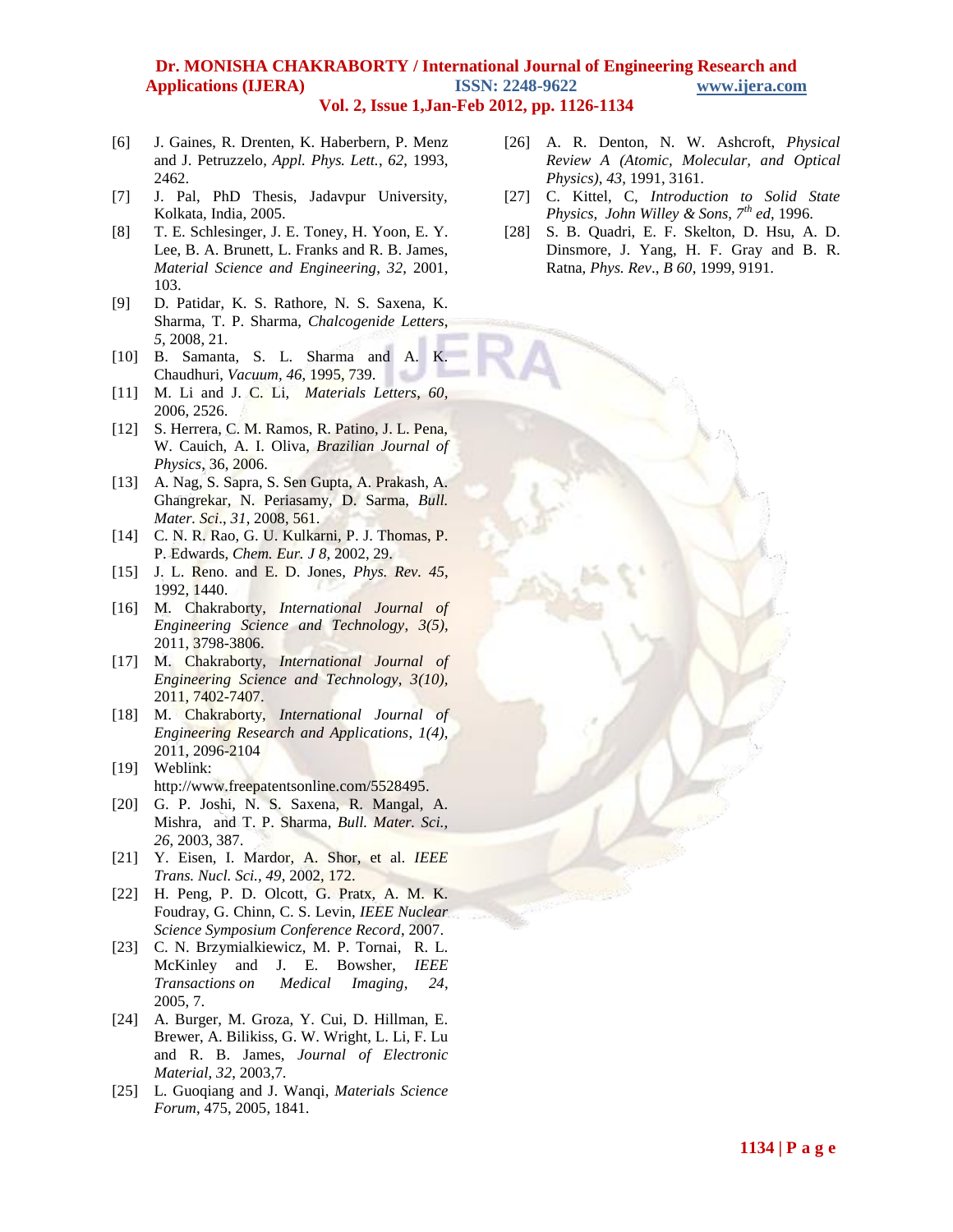[6] J. Gaines, R. Drenten, K. Haberbern, P. Menz and J. Petruzzelo, *Appl. Phys. Lett.*, *62*, 1993, 2462.

[7] J. Pal, PhD Thesis, Jadavpur University, Kolkata, India, 2005.

[8] T. E. Schlesinger, J. E. Toney, H. Yoon, E. Y. Lee, B. A. Brunett, L. Franks and R. B. James, *Material Science and Engineering*, *32*, 2001, 103.

[9] D. Patidar, K. S. Rathore, N. S. Saxena, K. Sharma, T. P. Sharma, *Chalcogenide Letters*, *5*, 2008, 21.

[10] B. Samanta, S. L. Sharma and A. K. Chaudhuri, *Vacuum*, *46*, 1995, 739.

[11] M. Li and J. C. Li, *Materials Letters*, *60*, 2006, 2526.

[12] S. Herrera, C. M. Ramos, R. Patino, J. L. Pena, W. Cauich, A. I. Oliva, *Brazilian Journal of Physics*, 36, 2006.

[13] A. Nag, S. Sapra, S. Sen Gupta, A. Prakash, A. Ghangrekar, N. Periasamy, D. Sarma, *Bull. Mater. Sci*., *31*, 2008, 561.

[14] C. N. R. Rao, G. U. Kulkarni, P. J. Thomas, P. P. Edwards, *Chem. Eur. J 8*, 2002, 29.

[15] J. L. Reno. and E. D. Jones, *Phys. Rev. 45*, 1992, 1440.

[16] M. Chakraborty, *International Journal of Engineering Science and Technology*, *3(5)*, 2011, 3798-3806.

[17] M. Chakraborty, *International Journal of Engineering Science and Technology*, *3(10)*, 2011, 7402-7407.

[18] M. Chakraborty, *International Journal of Engineering Research and Applications*, *1(4)*, 2011, 2096-2104

[19] Weblink: http://www.freepatentsonline.com/5528495.

[20] G. P. Joshi, N. S. Saxena, R. Mangal, A. Mishra, and T. P. Sharma, *Bull. Mater. Sci.*, *26*, 2003, 387.

[21] Y. Eisen, I. Mardor, A. Shor, et al. *IEEE Trans. Nucl. Sci.*, *49*, 2002, 172.

[22] H. Peng, P. D. Olcott, G. Pratx, A. M. K. Foudray, G. Chinn, C. S. Levin, *IEEE Nuclear Science Symposium Conference Record*, 2007.

[23] C. N. Brzymialkiewicz, M. P. Tornai, R. L. McKinley and J. E. Bowsher, *IEEE Transactions on Medical Imaging*, *24*, 2005, 7.

[24] A. Burger, M. Groza, Y. Cui, D. Hillman, E. Brewer, A. Bilikiss, G. W. Wright, L. Li, F. Lu and R. B. James, *Journal of Electronic Material*, *32*, 2003,7.

[25] L. Guoqiang and J. Wanqi, *Materials Science Forum*, 475, 2005, 1841.

[26] A. R. Denton, N. W. Ashcroft, *Physical Review A (Atomic, Molecular, and Optical Physics)*, *43*, 1991, 3161.

[27] C. Kittel, C, *Introduction to Solid State Physics, John Willey & Sons, 7th ed*, 1996.

[28] S. B. Quadri, E. F. Skelton, D. Hsu, A. D. Dinsmore, J. Yang, H. F. Gray and B. R. Ratna, *Phys. Rev*., *B 60*, 1999, 9191.